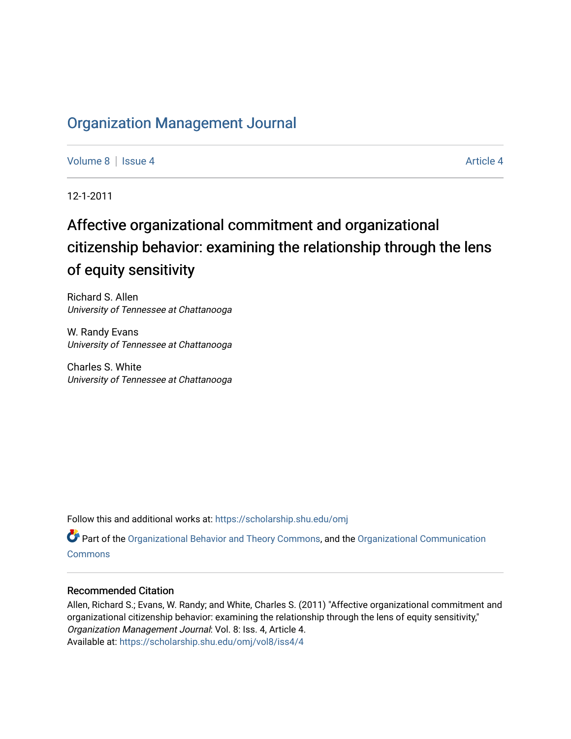# Organization Management Journal

Volume 8 | Issue 4 Article 4

12-1-2011

## Affective organizational commitment and organizational citizenship behavior: examining the relationship through the lens of equity sensitivity

Richard S. Allen
*University of Tennessee at Chattanooga*

W. Randy Evans
*University of Tennessee at Chattanooga*

Charles S. White
*University of Tennessee at Chattanooga*

Follow this and additional works at: https://scholarship.shu.edu/omj

Part of the Organizational Behavior and Theory Commons, and the Organizational Communication Commons

### Recommended Citation

Allen, Richard S.; Evans, W. Randy; and White, Charles S. (2011) "Affective organizational commitment and organizational citizenship behavior: examining the relationship through the lens of equity sensitivity," *Organization Management Journal*: Vol. 8: Iss. 4, Article 4.
Available at: https://scholarship.shu.edu/omj/vol8/iss4/4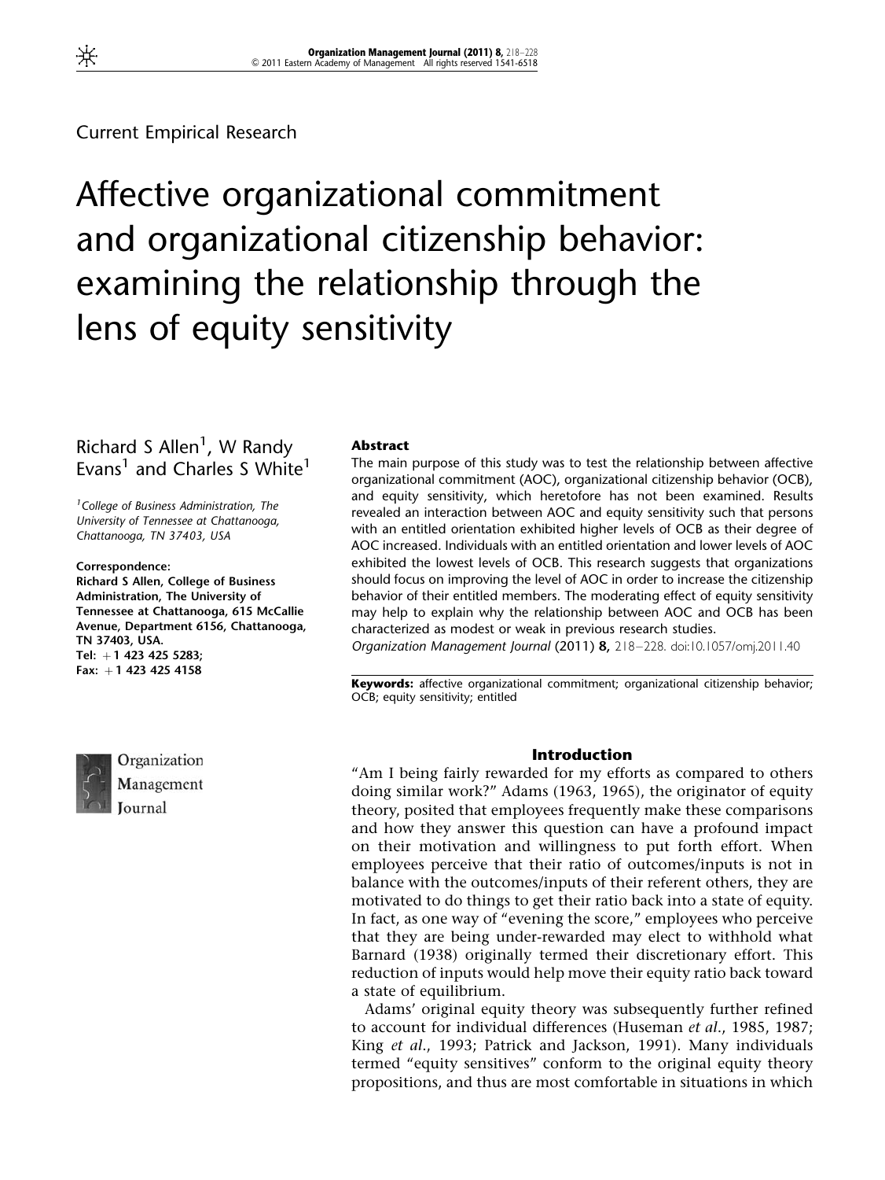Current Empirical Research

# Affective organizational commitment and organizational citizenship behavior: examining the relationship through the lens of equity sensitivity

Richard S Allen[1], W Randy Evans[1] and Charles S White[1]

[1]College of Business Administration, The University of Tennessee at Chattanooga, Chattanooga, TN 37403, USA

**Correspondence:**
**Richard S Allen, College of Business Administration, The University of Tennessee at Chattanooga, 615 McCallie Avenue, Department 6156, Chattanooga, TN 37403, USA.**
**Tel: +1 423 425 5283;**
**Fax: +1 423 425 4158**

## Abstract

The main purpose of this study was to test the relationship between affective organizational commitment (AOC), organizational citizenship behavior (OCB), and equity sensitivity, which heretofore has not been examined. Results revealed an interaction between AOC and equity sensitivity such that persons with an entitled orientation exhibited higher levels of OCB as their degree of AOC increased. Individuals with an entitled orientation and lower levels of AOC exhibited the lowest levels of OCB. This research suggests that organizations should focus on improving the level of AOC in order to increase the citizenship behavior of their entitled members. The moderating effect of equity sensitivity may help to explain why the relationship between AOC and OCB has been characterized as modest or weak in previous research studies.

*Organization Management Journal* (2011) **8,** 218–228. doi:10.1057/omj.2011.40

**Keywords:** affective organizational commitment; organizational citizenship behavior; OCB; equity sensitivity; entitled

## Introduction

"Am I being fairly rewarded for my efforts as compared to others doing similar work?" Adams (1963, 1965), the originator of equity theory, posited that employees frequently make these comparisons and how they answer this question can have a profound impact on their motivation and willingness to put forth effort. When employees perceive that their ratio of outcomes/inputs is not in balance with the outcomes/inputs of their referent others, they are motivated to do things to get their ratio back into a state of equity. In fact, as one way of "evening the score," employees who perceive that they are being under-rewarded may elect to withhold what Barnard (1938) originally termed their discretionary effort. This reduction of inputs would help move their equity ratio back toward a state of equilibrium.

Adams' original equity theory was subsequently further refined to account for individual differences (Huseman *et al.*, 1985, 1987; King *et al.*, 1993; Patrick and Jackson, 1991). Many individuals termed "equity sensitives" conform to the original equity theory propositions, and thus are most comfortable in situations in which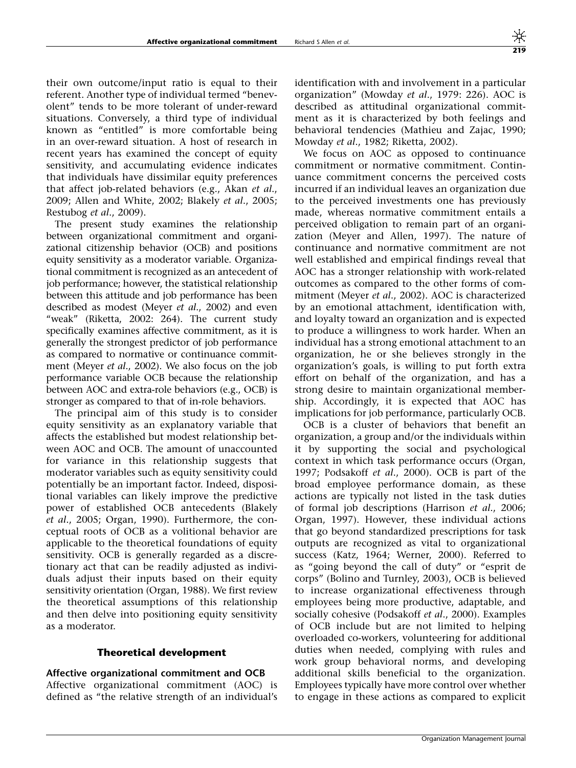their own outcome/input ratio is equal to their referent. Another type of individual termed "benevolent" tends to be more tolerant of under-reward situations. Conversely, a third type of individual known as "entitled" is more comfortable being in an over-reward situation. A host of research in recent years has examined the concept of equity sensitivity, and accumulating evidence indicates that individuals have dissimilar equity preferences that affect job-related behaviors (e.g., Akan *et al*., 2009; Allen and White, 2002; Blakely *et al*., 2005; Restubog *et al*., 2009).

The present study examines the relationship between organizational commitment and organizational citizenship behavior (OCB) and positions equity sensitivity as a moderator variable. Organizational commitment is recognized as an antecedent of job performance; however, the statistical relationship between this attitude and job performance has been described as modest (Meyer *et al*., 2002) and even "weak" (Riketta, 2002: 264). The current study specifically examines affective commitment, as it is generally the strongest predictor of job performance as compared to normative or continuance commitment (Meyer *et al*., 2002). We also focus on the job performance variable OCB because the relationship between AOC and extra-role behaviors (e.g., OCB) is stronger as compared to that of in-role behaviors.

The principal aim of this study is to consider equity sensitivity as an explanatory variable that affects the established but modest relationship between AOC and OCB. The amount of unaccounted for variance in this relationship suggests that moderator variables such as equity sensitivity could potentially be an important factor. Indeed, dispositional variables can likely improve the predictive power of established OCB antecedents (Blakely *et al*., 2005; Organ, 1990). Furthermore, the conceptual roots of OCB as a volitional behavior are applicable to the theoretical foundations of equity sensitivity. OCB is generally regarded as a discretionary act that can be readily adjusted as individuals adjust their inputs based on their equity sensitivity orientation (Organ, 1988). We first review the theoretical assumptions of this relationship and then delve into positioning equity sensitivity as a moderator.

## Theoretical development

### Affective organizational commitment and OCB

Affective organizational commitment (AOC) is defined as "the relative strength of an individual's identification with and involvement in a particular organization" (Mowday *et al*., 1979: 226). AOC is described as attitudinal organizational commitment as it is characterized by both feelings and behavioral tendencies (Mathieu and Zajac, 1990; Mowday *et al*., 1982; Riketta, 2002).

We focus on AOC as opposed to continuance commitment or normative commitment. Continuance commitment concerns the perceived costs incurred if an individual leaves an organization due to the perceived investments one has previously made, whereas normative commitment entails a perceived obligation to remain part of an organization (Meyer and Allen, 1997). The nature of continuance and normative commitment are not well established and empirical findings reveal that AOC has a stronger relationship with work-related outcomes as compared to the other forms of commitment (Meyer *et al*., 2002). AOC is characterized by an emotional attachment, identification with, and loyalty toward an organization and is expected to produce a willingness to work harder. When an individual has a strong emotional attachment to an organization, he or she believes strongly in the organization's goals, is willing to put forth extra effort on behalf of the organization, and has a strong desire to maintain organizational membership. Accordingly, it is expected that AOC has implications for job performance, particularly OCB.

OCB is a cluster of behaviors that benefit an organization, a group and/or the individuals within it by supporting the social and psychological context in which task performance occurs (Organ, 1997; Podsakoff *et al*., 2000). OCB is part of the broad employee performance domain, as these actions are typically not listed in the task duties of formal job descriptions (Harrison *et al*., 2006; Organ, 1997). However, these individual actions that go beyond standardized prescriptions for task outputs are recognized as vital to organizational success (Katz, 1964; Werner, 2000). Referred to as "going beyond the call of duty" or "esprit de corps" (Bolino and Turnley, 2003), OCB is believed to increase organizational effectiveness through employees being more productive, adaptable, and socially cohesive (Podsakoff *et al*., 2000). Examples of OCB include but are not limited to helping overloaded co-workers, volunteering for additional duties when needed, complying with rules and work group behavioral norms, and developing additional skills beneficial to the organization. Employees typically have more control over whether to engage in these actions as compared to explicit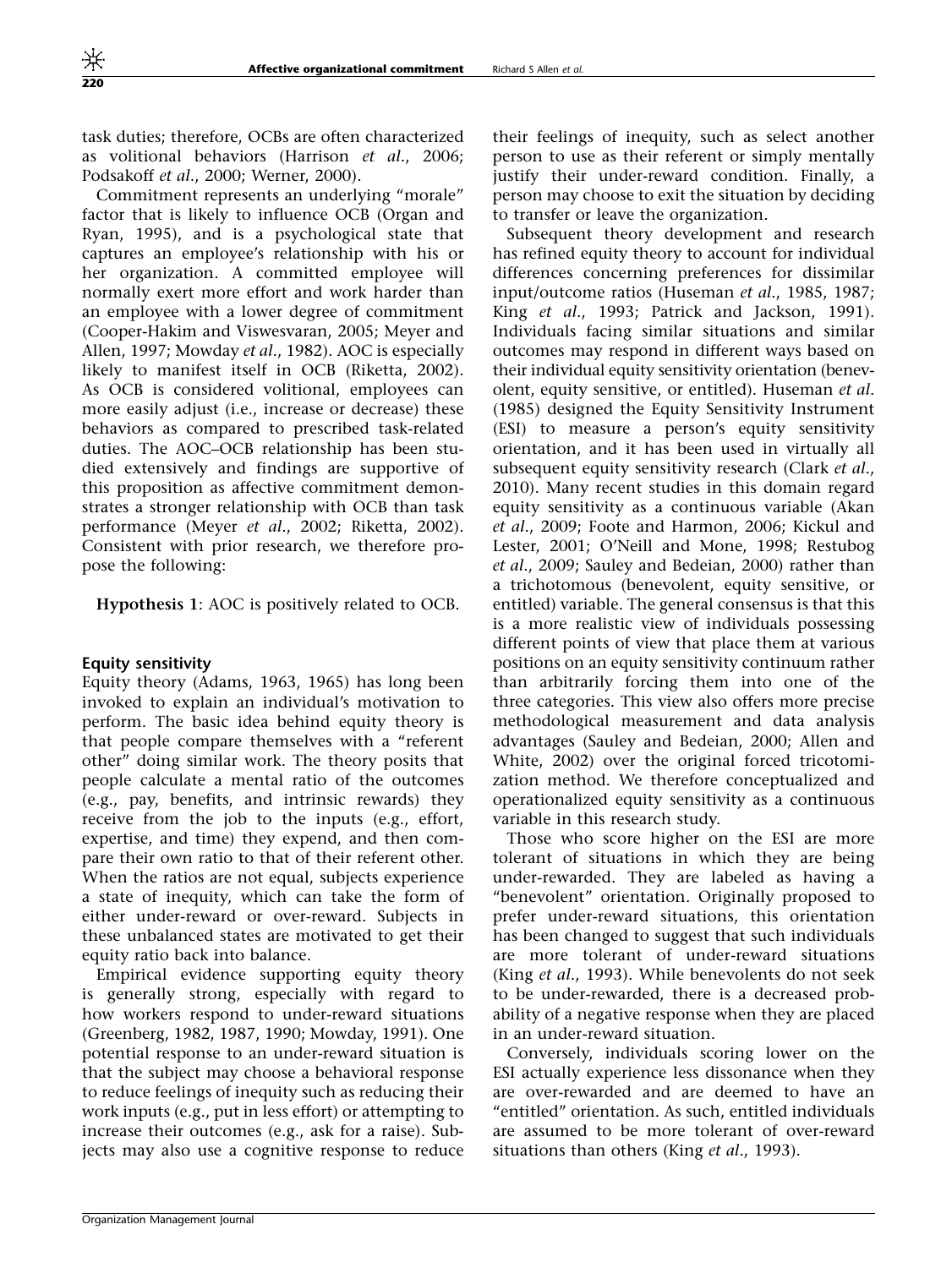task duties; therefore, OCBs are often characterized as volitional behaviors (Harrison *et al*., 2006; Podsakoff *et al*., 2000; Werner, 2000).

Commitment represents an underlying "morale" factor that is likely to influence OCB (Organ and Ryan, 1995), and is a psychological state that captures an employee's relationship with his or her organization. A committed employee will normally exert more effort and work harder than an employee with a lower degree of commitment (Cooper-Hakim and Viswesvaran, 2005; Meyer and Allen, 1997; Mowday *et al*., 1982). AOC is especially likely to manifest itself in OCB (Riketta, 2002). As OCB is considered volitional, employees can more easily adjust (i.e., increase or decrease) these behaviors as compared to prescribed task-related duties. The AOC–OCB relationship has been studied extensively and findings are supportive of this proposition as affective commitment demonstrates a stronger relationship with OCB than task performance (Meyer *et al*., 2002; Riketta, 2002). Consistent with prior research, we therefore propose the following:

**Hypothesis 1**: AOC is positively related to OCB.

### Equity sensitivity

Equity theory (Adams, 1963, 1965) has long been invoked to explain an individual's motivation to perform. The basic idea behind equity theory is that people compare themselves with a "referent other" doing similar work. The theory posits that people calculate a mental ratio of the outcomes (e.g., pay, benefits, and intrinsic rewards) they receive from the job to the inputs (e.g., effort, expertise, and time) they expend, and then compare their own ratio to that of their referent other. When the ratios are not equal, subjects experience a state of inequity, which can take the form of either under-reward or over-reward. Subjects in these unbalanced states are motivated to get their equity ratio back into balance.

Empirical evidence supporting equity theory is generally strong, especially with regard to how workers respond to under-reward situations (Greenberg, 1982, 1987, 1990; Mowday, 1991). One potential response to an under-reward situation is that the subject may choose a behavioral response to reduce feelings of inequity such as reducing their work inputs (e.g., put in less effort) or attempting to increase their outcomes (e.g., ask for a raise). Subjects may also use a cognitive response to reduce their feelings of inequity, such as select another person to use as their referent or simply mentally justify their under-reward condition. Finally, a person may choose to exit the situation by deciding to transfer or leave the organization.

Subsequent theory development and research has refined equity theory to account for individual differences concerning preferences for dissimilar input/outcome ratios (Huseman *et al*., 1985, 1987; King *et al*., 1993; Patrick and Jackson, 1991). Individuals facing similar situations and similar outcomes may respond in different ways based on their individual equity sensitivity orientation (benevolent, equity sensitive, or entitled). Huseman *et al*. (1985) designed the Equity Sensitivity Instrument (ESI) to measure a person's equity sensitivity orientation, and it has been used in virtually all subsequent equity sensitivity research (Clark *et al*., 2010). Many recent studies in this domain regard equity sensitivity as a continuous variable (Akan *et al*., 2009; Foote and Harmon, 2006; Kickul and Lester, 2001; O'Neill and Mone, 1998; Restubog *et al*., 2009; Sauley and Bedeian, 2000) rather than a trichotomous (benevolent, equity sensitive, or entitled) variable. The general consensus is that this is a more realistic view of individuals possessing different points of view that place them at various positions on an equity sensitivity continuum rather than arbitrarily forcing them into one of the three categories. This view also offers more precise methodological measurement and data analysis advantages (Sauley and Bedeian, 2000; Allen and White, 2002) over the original forced tricotomization method. We therefore conceptualized and operationalized equity sensitivity as a continuous variable in this research study.

Those who score higher on the ESI are more tolerant of situations in which they are being under-rewarded. They are labeled as having a "benevolent" orientation. Originally proposed to prefer under-reward situations, this orientation has been changed to suggest that such individuals are more tolerant of under-reward situations (King *et al*., 1993). While benevolents do not seek to be under-rewarded, there is a decreased probability of a negative response when they are placed in an under-reward situation.

Conversely, individuals scoring lower on the ESI actually experience less dissonance when they are over-rewarded and are deemed to have an "entitled" orientation. As such, entitled individuals are assumed to be more tolerant of over-reward situations than others (King *et al*., 1993).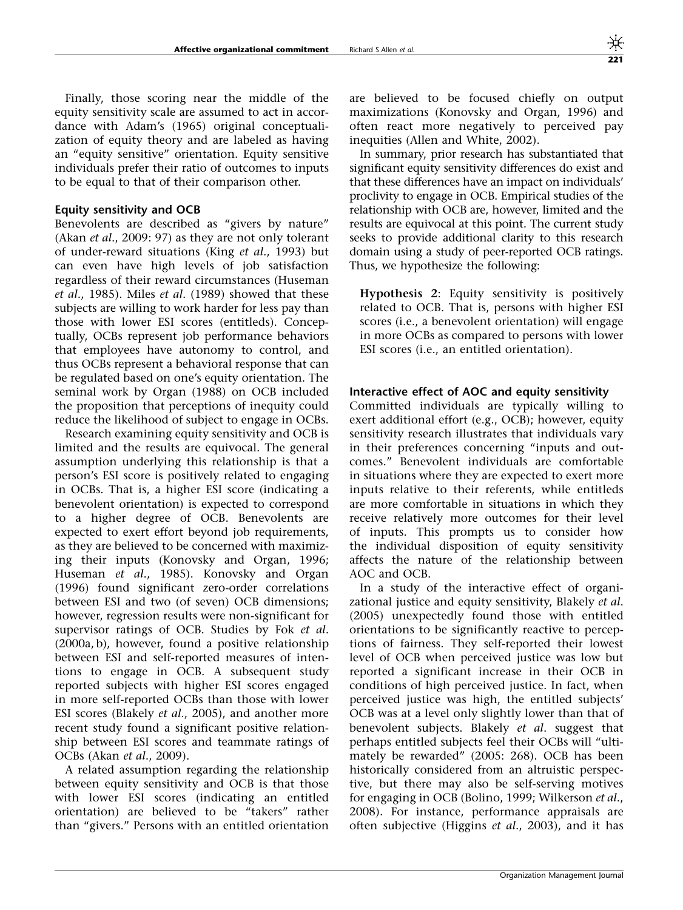Finally, those scoring near the middle of the equity sensitivity scale are assumed to act in accordance with Adam's (1965) original conceptualization of equity theory and are labeled as having an "equity sensitive" orientation. Equity sensitive individuals prefer their ratio of outcomes to inputs to be equal to that of their comparison other.

### Equity sensitivity and OCB

Benevolents are described as "givers by nature" (Akan *et al.*, 2009: 97) as they are not only tolerant of under-reward situations (King *et al.*, 1993) but can even have high levels of job satisfaction regardless of their reward circumstances (Huseman *et al.*, 1985). Miles *et al.* (1989) showed that these subjects are willing to work harder for less pay than those with lower ESI scores (entitleds). Conceptually, OCBs represent job performance behaviors that employees have autonomy to control, and thus OCBs represent a behavioral response that can be regulated based on one's equity orientation. The seminal work by Organ (1988) on OCB included the proposition that perceptions of inequity could reduce the likelihood of subject to engage in OCBs.

Research examining equity sensitivity and OCB is limited and the results are equivocal. The general assumption underlying this relationship is that a person's ESI score is positively related to engaging in OCBs. That is, a higher ESI score (indicating a benevolent orientation) is expected to correspond to a higher degree of OCB. Benevolents are expected to exert effort beyond job requirements, as they are believed to be concerned with maximizing their inputs (Konovsky and Organ, 1996; Huseman *et al.*, 1985). Konovsky and Organ (1996) found significant zero-order correlations between ESI and two (of seven) OCB dimensions; however, regression results were non-significant for supervisor ratings of OCB. Studies by Fok *et al.* (2000a, b), however, found a positive relationship between ESI and self-reported measures of intentions to engage in OCB. A subsequent study reported subjects with higher ESI scores engaged in more self-reported OCBs than those with lower ESI scores (Blakely *et al.*, 2005), and another more recent study found a significant positive relationship between ESI scores and teammate ratings of OCBs (Akan *et al.*, 2009).

A related assumption regarding the relationship between equity sensitivity and OCB is that those with lower ESI scores (indicating an entitled orientation) are believed to be "takers" rather than "givers." Persons with an entitled orientation are believed to be focused chiefly on output maximizations (Konovsky and Organ, 1996) and often react more negatively to perceived pay inequities (Allen and White, 2002).

In summary, prior research has substantiated that significant equity sensitivity differences do exist and that these differences have an impact on individuals' proclivity to engage in OCB. Empirical studies of the relationship with OCB are, however, limited and the results are equivocal at this point. The current study seeks to provide additional clarity to this research domain using a study of peer-reported OCB ratings. Thus, we hypothesize the following:

> **Hypothesis 2**: Equity sensitivity is positively related to OCB. That is, persons with higher ESI scores (i.e., a benevolent orientation) will engage in more OCBs as compared to persons with lower ESI scores (i.e., an entitled orientation).

### Interactive effect of AOC and equity sensitivity

Committed individuals are typically willing to exert additional effort (e.g., OCB); however, equity sensitivity research illustrates that individuals vary in their preferences concerning "inputs and outcomes." Benevolent individuals are comfortable in situations where they are expected to exert more inputs relative to their referents, while entitleds are more comfortable in situations in which they receive relatively more outcomes for their level of inputs. This prompts us to consider how the individual disposition of equity sensitivity affects the nature of the relationship between AOC and OCB.

In a study of the interactive effect of organizational justice and equity sensitivity, Blakely *et al.* (2005) unexpectedly found those with entitled orientations to be significantly reactive to perceptions of fairness. They self-reported their lowest level of OCB when perceived justice was low but reported a significant increase in their OCB in conditions of high perceived justice. In fact, when perceived justice was high, the entitled subjects' OCB was at a level only slightly lower than that of benevolent subjects. Blakely *et al.* suggest that perhaps entitled subjects feel their OCBs will "ultimately be rewarded" (2005: 268). OCB has been historically considered from an altruistic perspective, but there may also be self-serving motives for engaging in OCB (Bolino, 1999; Wilkerson *et al.*, 2008). For instance, performance appraisals are often subjective (Higgins *et al.*, 2003), and it has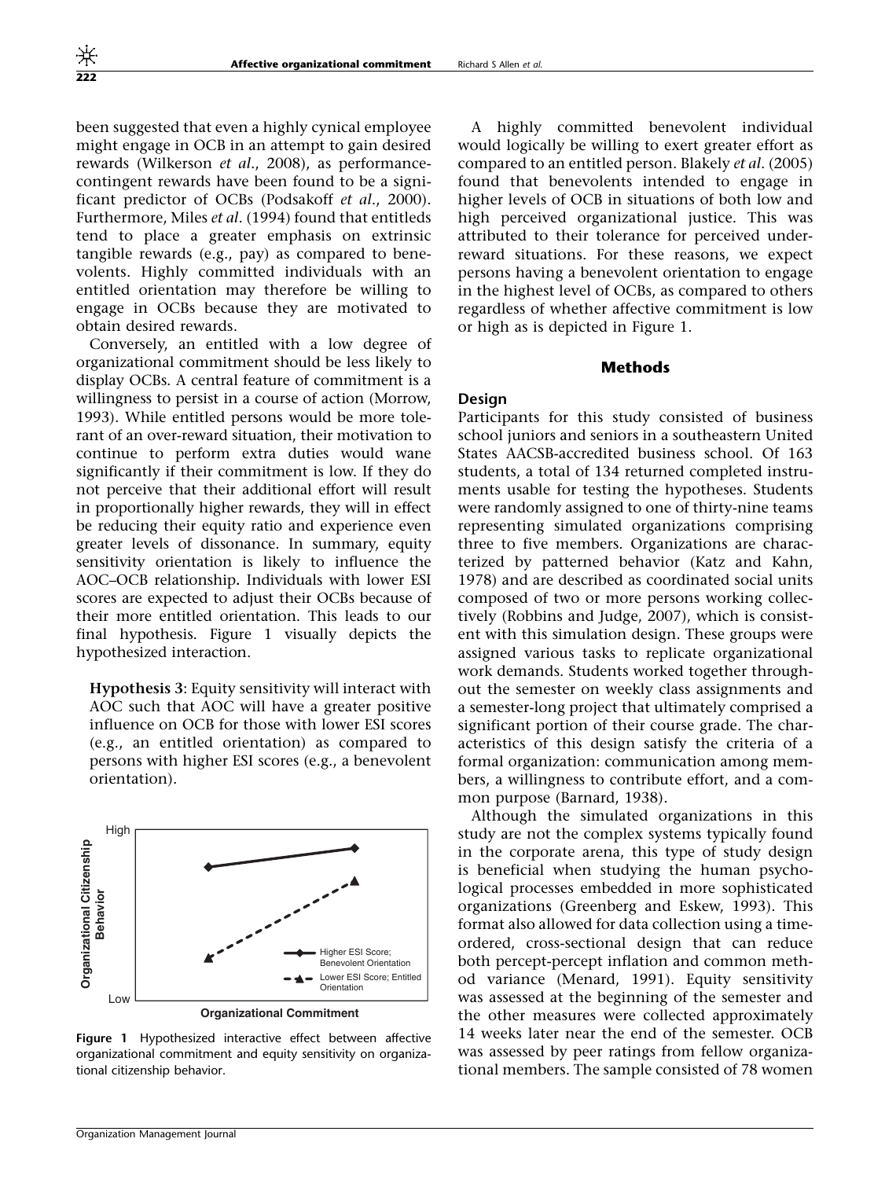been suggested that even a highly cynical employee might engage in OCB in an attempt to gain desired rewards (Wilkerson *et al*., 2008), as performance-contingent rewards have been found to be a significant predictor of OCBs (Podsakoff *et al*., 2000). Furthermore, Miles *et al*. (1994) found that entitleds tend to place a greater emphasis on extrinsic tangible rewards (e.g., pay) as compared to benevolents. Highly committed individuals with an entitled orientation may therefore be willing to engage in OCBs because they are motivated to obtain desired rewards.

Conversely, an entitled with a low degree of organizational commitment should be less likely to display OCBs. A central feature of commitment is a willingness to persist in a course of action (Morrow, 1993). While entitled persons would be more tolerant of an over-reward situation, their motivation to continue to perform extra duties would wane significantly if their commitment is low. If they do not perceive that their additional effort will result in proportionally higher rewards, they will in effect be reducing their equity ratio and experience even greater levels of dissonance. In summary, equity sensitivity orientation is likely to influence the AOC–OCB relationship. Individuals with lower ESI scores are expected to adjust their OCBs because of their more entitled orientation. This leads to our final hypothesis. Figure 1 visually depicts the hypothesized interaction.

**Hypothesis 3**: Equity sensitivity will interact with AOC such that AOC will have a greater positive influence on OCB for those with lower ESI scores (e.g., an entitled orientation) as compared to persons with higher ESI scores (e.g., a benevolent orientation).

**Figure 1** Hypothesized interactive effect between affective organizational commitment and equity sensitivity on organizational citizenship behavior.

A highly committed benevolent individual would logically be willing to exert greater effort as compared to an entitled person. Blakely *et al*. (2005) found that benevolents intended to engage in higher levels of OCB in situations of both low and high perceived organizational justice. This was attributed to their tolerance for perceived under-reward situations. For these reasons, we expect persons having a benevolent orientation to engage in the highest level of OCBs, as compared to others regardless of whether affective commitment is low or high as is depicted in Figure 1.

## Methods

### Design

Participants for this study consisted of business school juniors and seniors in a southeastern United States AACSB-accredited business school. Of 163 students, a total of 134 returned completed instruments usable for testing the hypotheses. Students were randomly assigned to one of thirty-nine teams representing simulated organizations comprising three to five members. Organizations are characterized by patterned behavior (Katz and Kahn, 1978) and are described as coordinated social units composed of two or more persons working collectively (Robbins and Judge, 2007), which is consistent with this simulation design. These groups were assigned various tasks to replicate organizational work demands. Students worked together throughout the semester on weekly class assignments and a semester-long project that ultimately comprised a significant portion of their course grade. The characteristics of this design satisfy the criteria of a formal organization: communication among members, a willingness to contribute effort, and a common purpose (Barnard, 1938).

Although the simulated organizations in this study are not the complex systems typically found in the corporate arena, this type of study design is beneficial when studying the human psychological processes embedded in more sophisticated organizations (Greenberg and Eskew, 1993). This format also allowed for data collection using a time-ordered, cross-sectional design that can reduce both percept-percept inflation and common method variance (Menard, 1991). Equity sensitivity was assessed at the beginning of the semester and the other measures were collected approximately 14 weeks later near the end of the semester. OCB was assessed by peer ratings from fellow organizational members. The sample consisted of 78 women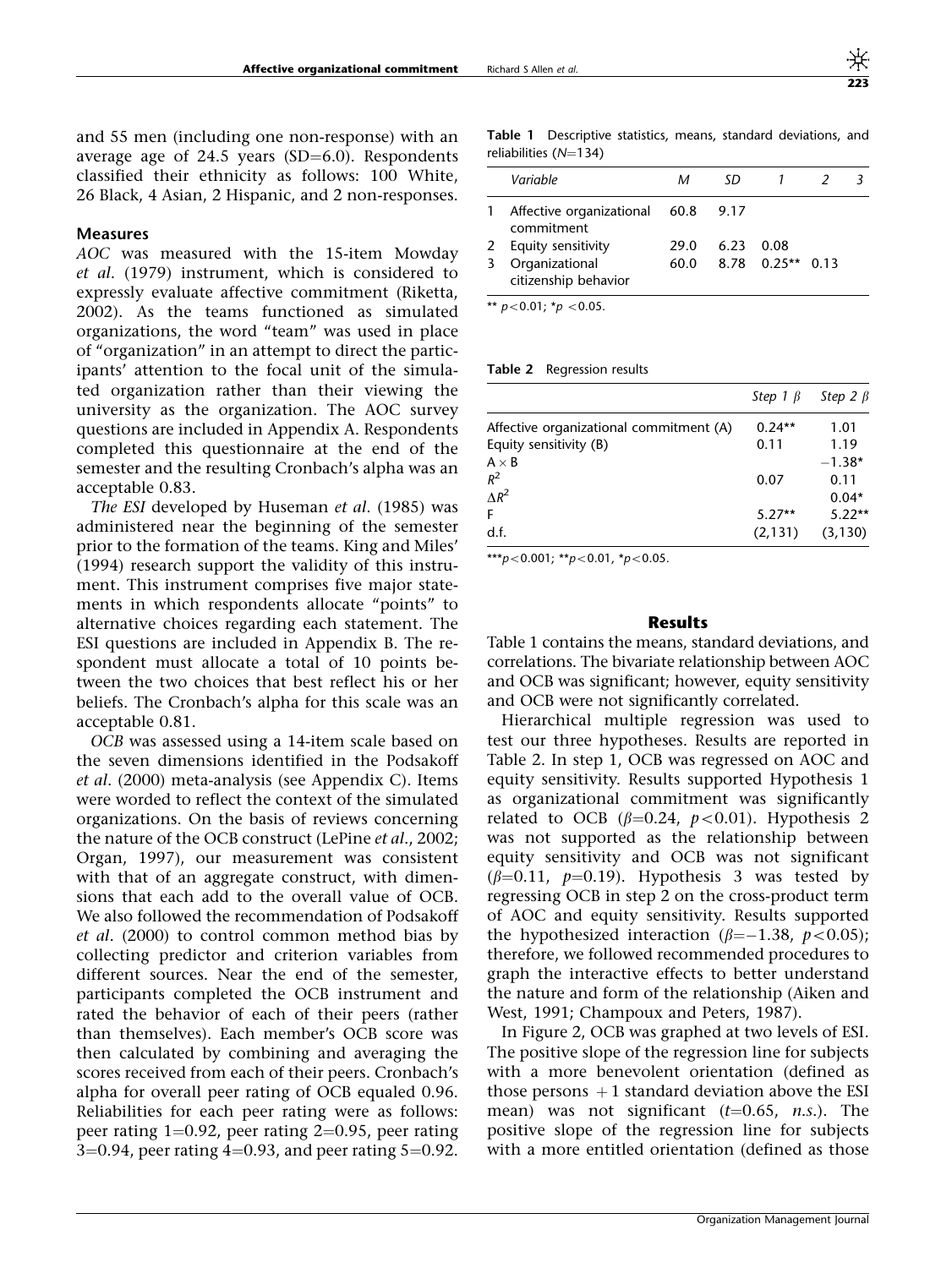and 55 men (including one non-response) with an average age of 24.5 years (SD=6.0). Respondents classified their ethnicity as follows: 100 White, 26 Black, 4 Asian, 2 Hispanic, and 2 non-responses.

### Measures

*AOC* was measured with the 15-item Mowday *et al*. (1979) instrument, which is considered to expressly evaluate affective commitment (Riketta, 2002). As the teams functioned as simulated organizations, the word "team" was used in place of "organization" in an attempt to direct the participants' attention to the focal unit of the simulated organization rather than their viewing the university as the organization. The AOC survey questions are included in Appendix A. Respondents completed this questionnaire at the end of the semester and the resulting Cronbach's alpha was an acceptable 0.83.

*The ESI* developed by Huseman *et al*. (1985) was administered near the beginning of the semester prior to the formation of the teams. King and Miles' (1994) research support the validity of this instrument. This instrument comprises five major statements in which respondents allocate "points" to alternative choices regarding each statement. The ESI questions are included in Appendix B. The respondent must allocate a total of 10 points between the two choices that best reflect his or her beliefs. The Cronbach's alpha for this scale was an acceptable 0.81.

*OCB* was assessed using a 14-item scale based on the seven dimensions identified in the Podsakoff *et al*. (2000) meta-analysis (see Appendix C). Items were worded to reflect the context of the simulated organizations. On the basis of reviews concerning the nature of the OCB construct (LePine *et al*., 2002; Organ, 1997), our measurement was consistent with that of an aggregate construct, with dimensions that each add to the overall value of OCB. We also followed the recommendation of Podsakoff *et al*. (2000) to control common method bias by collecting predictor and criterion variables from different sources. Near the end of the semester, participants completed the OCB instrument and rated the behavior of each of their peers (rather than themselves). Each member's OCB score was then calculated by combining and averaging the scores received from each of their peers. Cronbach's alpha for overall peer rating of OCB equaled 0.96. Reliabilities for each peer rating were as follows: peer rating 1=0.92, peer rating 2=0.95, peer rating 3=0.94, peer rating 4=0.93, and peer rating 5=0.92.

**Table 1** Descriptive statistics, means, standard deviations, and reliabilities ($N$=134)

| | *Variable* | *M* | *SD* | *1* | *2* | *3* |
|---|---|---|---|---|---|---|
| 1 | Affective organizational commitment | 60.8 | 9.17 | | | |
| 2 | Equity sensitivity | 29.0 | 6.23 | 0.08 | | |
| 3 | Organizational citizenship behavior | 60.0 | 8.78 | 0.25** | 0.13 | |

** $p<0.01$; * $p<0.05$.

**Table 2** Regression results

| | *Step 1 β* | *Step 2 β* |
|---|---|---|
| Affective organizational commitment (A) | 0.24** | 1.01 |
| Equity sensitivity (B) | 0.11 | 1.19 |
| A × B | | −1.38* |
| $R^2$ | 0.07 | 0.11 |
| $\Delta R^2$ | | 0.04* |
| F | 5.27** | 5.22** |
| d.f. | (2,131) | (3,130) |

*** $p<0.001$; ** $p<0.01$, * $p<0.05$.

## Results

Table 1 contains the means, standard deviations, and correlations. The bivariate relationship between AOC and OCB was significant; however, equity sensitivity and OCB were not significantly correlated.

Hierarchical multiple regression was used to test our three hypotheses. Results are reported in Table 2. In step 1, OCB was regressed on AOC and equity sensitivity. Results supported Hypothesis 1 as organizational commitment was significantly related to OCB ($\beta$=0.24, $p<0.01$). Hypothesis 2 was not supported as the relationship between equity sensitivity and OCB was not significant ($\beta$=0.11, $p$=0.19). Hypothesis 3 was tested by regressing OCB in step 2 on the cross-product term of AOC and equity sensitivity. Results supported the hypothesized interaction ($\beta$=−1.38, $p<0.05$); therefore, we followed recommended procedures to graph the interactive effects to better understand the nature and form of the relationship (Aiken and West, 1991; Champoux and Peters, 1987).

In Figure 2, OCB was graphed at two levels of ESI. The positive slope of the regression line for subjects with a more benevolent orientation (defined as those persons +1 standard deviation above the ESI mean) was not significant ($t$=0.65, *n.s.*). The positive slope of the regression line for subjects with a more entitled orientation (defined as those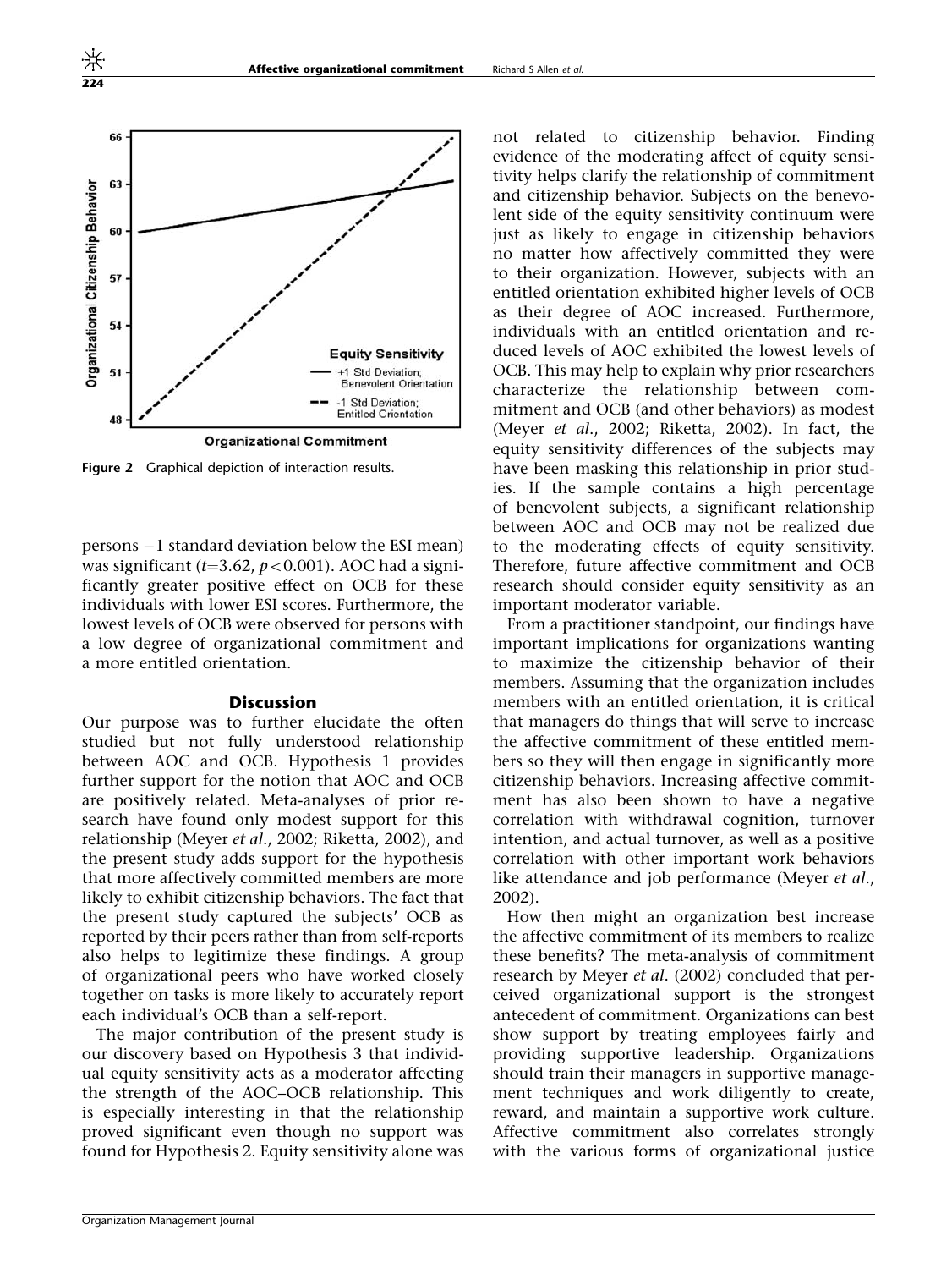66

63

60

57

54

51

48

Organizational Citizenship Behavior

Organizational Commitment

Equity Sensitivity

+1 Std Deviation; Benevolent Orientation

-1 Std Deviation; Entitled Orientation

**Figure 2** Graphical depiction of interaction results.

persons −1 standard deviation below the ESI mean) was significant ($t$=3.62, $p$<0.001). AOC had a significantly greater positive effect on OCB for these individuals with lower ESI scores. Furthermore, the lowest levels of OCB were observed for persons with a low degree of organizational commitment and a more entitled orientation.

## Discussion

Our purpose was to further elucidate the often studied but not fully understood relationship between AOC and OCB. Hypothesis 1 provides further support for the notion that AOC and OCB are positively related. Meta-analyses of prior research have found only modest support for this relationship (Meyer *et al*., 2002; Riketta, 2002), and the present study adds support for the hypothesis that more affectively committed members are more likely to exhibit citizenship behaviors. The fact that the present study captured the subjects' OCB as reported by their peers rather than from self-reports also helps to legitimize these findings. A group of organizational peers who have worked closely together on tasks is more likely to accurately report each individual's OCB than a self-report.

The major contribution of the present study is our discovery based on Hypothesis 3 that individual equity sensitivity acts as a moderator affecting the strength of the AOC–OCB relationship. This is especially interesting in that the relationship proved significant even though no support was found for Hypothesis 2. Equity sensitivity alone was not related to citizenship behavior. Finding evidence of the moderating affect of equity sensitivity helps clarify the relationship of commitment and citizenship behavior. Subjects on the benevolent side of the equity sensitivity continuum were just as likely to engage in citizenship behaviors no matter how affectively committed they were to their organization. However, subjects with an entitled orientation exhibited higher levels of OCB as their degree of AOC increased. Furthermore, individuals with an entitled orientation and reduced levels of AOC exhibited the lowest levels of OCB. This may help to explain why prior researchers characterize the relationship between commitment and OCB (and other behaviors) as modest (Meyer *et al*., 2002; Riketta, 2002). In fact, the equity sensitivity differences of the subjects may have been masking this relationship in prior studies. If the sample contains a high percentage of benevolent subjects, a significant relationship between AOC and OCB may not be realized due to the moderating effects of equity sensitivity. Therefore, future affective commitment and OCB research should consider equity sensitivity as an important moderator variable.

From a practitioner standpoint, our findings have important implications for organizations wanting to maximize the citizenship behavior of their members. Assuming that the organization includes members with an entitled orientation, it is critical that managers do things that will serve to increase the affective commitment of these entitled members so they will then engage in significantly more citizenship behaviors. Increasing affective commitment has also been shown to have a negative correlation with withdrawal cognition, turnover intention, and actual turnover, as well as a positive correlation with other important work behaviors like attendance and job performance (Meyer *et al*., 2002).

How then might an organization best increase the affective commitment of its members to realize these benefits? The meta-analysis of commitment research by Meyer *et al*. (2002) concluded that perceived organizational support is the strongest antecedent of commitment. Organizations can best show support by treating employees fairly and providing supportive leadership. Organizations should train their managers in supportive management techniques and work diligently to create, reward, and maintain a supportive work culture. Affective commitment also correlates strongly with the various forms of organizational justice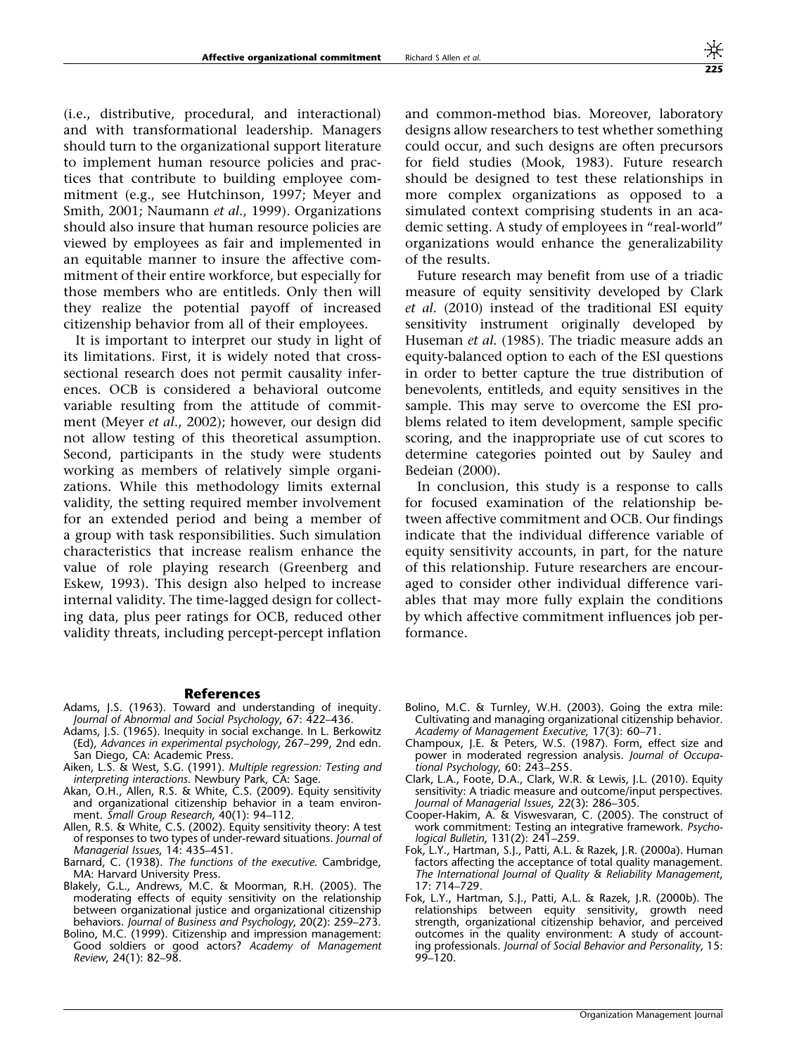(i.e., distributive, procedural, and interactional) and with transformational leadership. Managers should turn to the organizational support literature to implement human resource policies and practices that contribute to building employee commitment (e.g., see Hutchinson, 1997; Meyer and Smith, 2001; Naumann *et al*., 1999). Organizations should also insure that human resource policies are viewed by employees as fair and implemented in an equitable manner to insure the affective commitment of their entire workforce, but especially for those members who are entitleds. Only then will they realize the potential payoff of increased citizenship behavior from all of their employees.

It is important to interpret our study in light of its limitations. First, it is widely noted that cross-sectional research does not permit causality inferences. OCB is considered a behavioral outcome variable resulting from the attitude of commitment (Meyer *et al*., 2002); however, our design did not allow testing of this theoretical assumption. Second, participants in the study were students working as members of relatively simple organizations. While this methodology limits external validity, the setting required member involvement for an extended period and being a member of a group with task responsibilities. Such simulation characteristics that increase realism enhance the value of role playing research (Greenberg and Eskew, 1993). This design also helped to increase internal validity. The time-lagged design for collecting data, plus peer ratings for OCB, reduced other validity threats, including percept-percept inflation and common-method bias. Moreover, laboratory designs allow researchers to test whether something could occur, and such designs are often precursors for field studies (Mook, 1983). Future research should be designed to test these relationships in more complex organizations as opposed to a simulated context comprising students in an academic setting. A study of employees in "real-world" organizations would enhance the generalizability of the results.

Future research may benefit from use of a triadic measure of equity sensitivity developed by Clark *et al*. (2010) instead of the traditional ESI equity sensitivity instrument originally developed by Huseman *et al*. (1985). The triadic measure adds an equity-balanced option to each of the ESI questions in order to better capture the true distribution of benevolents, entitleds, and equity sensitives in the sample. This may serve to overcome the ESI problems related to item development, sample specific scoring, and the inappropriate use of cut scores to determine categories pointed out by Sauley and Bedeian (2000).

In conclusion, this study is a response to calls for focused examination of the relationship between affective commitment and OCB. Our findings indicate that the individual difference variable of equity sensitivity accounts, in part, for the nature of this relationship. Future researchers are encouraged to consider other individual difference variables that may more fully explain the conditions by which affective commitment influences job performance.

## References

Adams, J.S. (1963). Toward and understanding of inequity. *Journal of Abnormal and Social Psychology*, 67: 422–436.

Adams, J.S. (1965). Inequity in social exchange. In L. Berkowitz (Ed), *Advances in experimental psychology*, 267–299, 2nd edn. San Diego, CA: Academic Press.

Aiken, L.S. & West, S.G. (1991). *Multiple regression: Testing and interpreting interactions*. Newbury Park, CA: Sage.

Akan, O.H., Allen, R.S. & White, C.S. (2009). Equity sensitivity and organizational citizenship behavior in a team environment. *Small Group Research*, 40(1): 94–112.

Allen, R.S. & White, C.S. (2002). Equity sensitivity theory: A test of responses to two types of under-reward situations. *Journal of Managerial Issues*, 14: 435–451.

Barnard, C. (1938). *The functions of the executive*. Cambridge, MA: Harvard University Press.

Blakely, G.L., Andrews, M.C. & Moorman, R.H. (2005). The moderating effects of equity sensitivity on the relationship between organizational justice and organizational citizenship behaviors. *Journal of Business and Psychology*, 20(2): 259–273.

Bolino, M.C. (1999). Citizenship and impression management: Good soldiers or good actors? *Academy of Management Review*, 24(1): 82–98.

Bolino, M.C. & Turnley, W.H. (2003). Going the extra mile: Cultivating and managing organizational citizenship behavior. *Academy of Management Executive*, 17(3): 60–71.

Champoux, J.E. & Peters, W.S. (1987). Form, effect size and power in moderated regression analysis. *Journal of Occupational Psychology*, 60: 243–255.

Clark, L.A., Foote, D.A., Clark, W.R. & Lewis, J.L. (2010). Equity sensitivity: A triadic measure and outcome/input perspectives. *Journal of Managerial Issues*, 22(3): 286–305.

Cooper-Hakim, A. & Viswesvaran, C. (2005). The construct of work commitment: Testing an integrative framework. *Psychological Bulletin*, 131(2): 241–259.

Fok, L.Y., Hartman, S.J., Patti, A.L. & Razek, J.R. (2000a). Human factors affecting the acceptance of total quality management. *The International Journal of Quality & Reliability Management*, 17: 714–729.

Fok, L.Y., Hartman, S.J., Patti, A.L. & Razek, J.R. (2000b). The relationships between equity sensitivity, growth need strength, organizational citizenship behavior, and perceived outcomes in the quality environment: A study of accounting professionals. *Journal of Social Behavior and Personality*, 15: 99–120.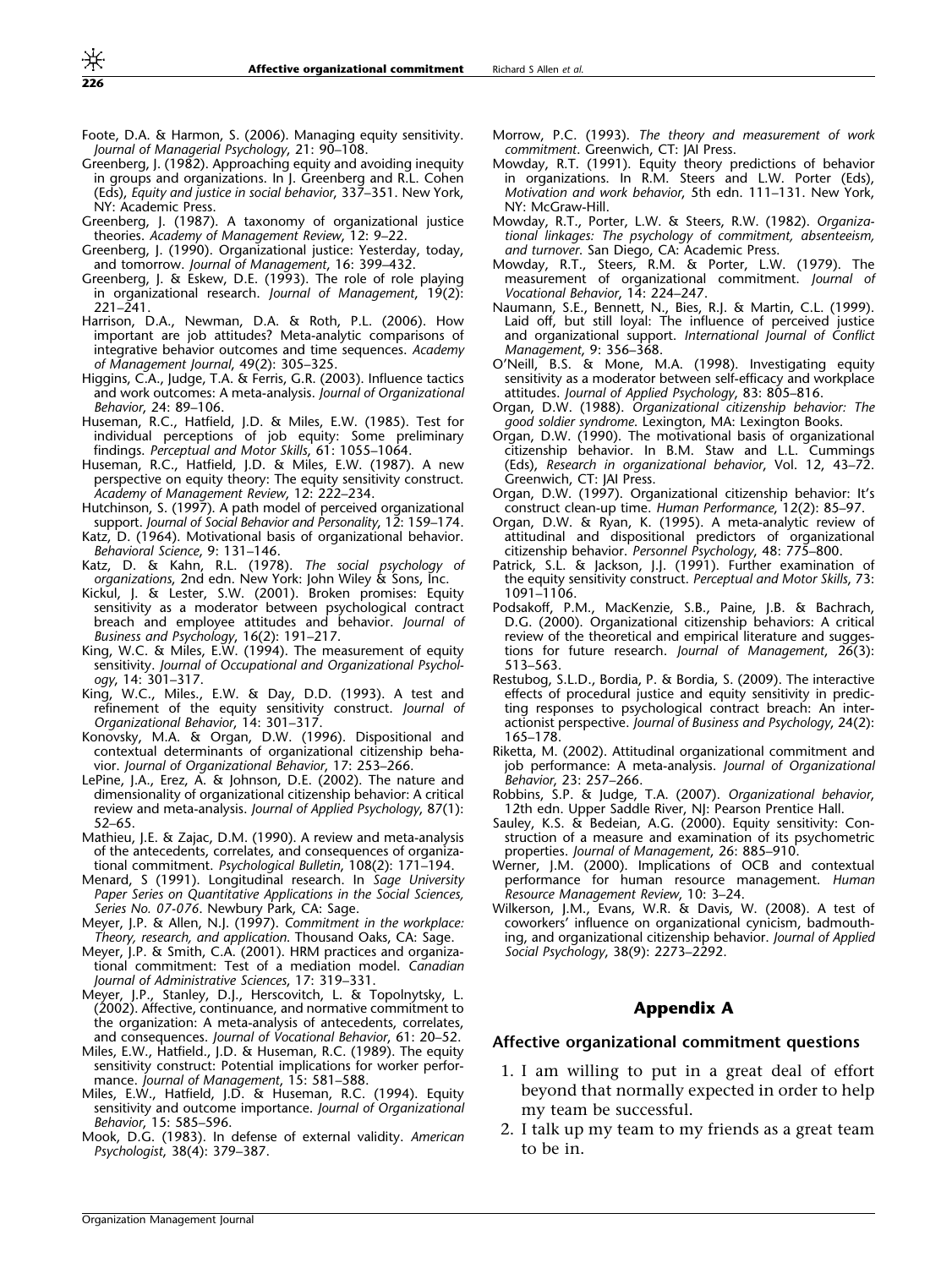Foote, D.A. & Harmon, S. (2006). Managing equity sensitivity. *Journal of Managerial Psychology*, 21: 90–108.

Greenberg, J. (1982). Approaching equity and avoiding inequity in groups and organizations. In J. Greenberg and R.L. Cohen (Eds), *Equity and justice in social behavior*, 337–351. New York, NY: Academic Press.

Greenberg, J. (1987). A taxonomy of organizational justice theories. *Academy of Management Review*, 12: 9–22.

Greenberg, J. (1990). Organizational justice: Yesterday, today, and tomorrow. *Journal of Management*, 16: 399–432.

Greenberg, J. & Eskew, D.E. (1993). The role of role playing in organizational research. *Journal of Management*, 19(2): 221–241.

Harrison, D.A., Newman, D.A. & Roth, P.L. (2006). How important are job attitudes? Meta-analytic comparisons of integrative behavior outcomes and time sequences. *Academy of Management Journal*, 49(2): 305–325.

Higgins, C.A., Judge, T.A. & Ferris, G.R. (2003). Influence tactics and work outcomes: A meta-analysis. *Journal of Organizational Behavior*, 24: 89–106.

Huseman, R.C., Hatfield, J.D. & Miles, E.W. (1985). Test for individual perceptions of job equity: Some preliminary findings. *Perceptual and Motor Skills*, 61: 1055–1064.

Huseman, R.C., Hatfield, J.D. & Miles, E.W. (1987). A new perspective on equity theory: The equity sensitivity construct. *Academy of Management Review*, 12: 222–234.

Hutchinson, S. (1997). A path model of perceived organizational support. *Journal of Social Behavior and Personality*, 12: 159–174.

Katz, D. (1964). Motivational basis of organizational behavior. *Behavioral Science*, 9: 131–146.

Katz, D. & Kahn, R.L. (1978). *The social psychology of organizations*, 2nd edn. New York: John Wiley & Sons, Inc.

Kickul, J. & Lester, S.W. (2001). Broken promises: Equity sensitivity as a moderator between psychological contract breach and employee attitudes and behavior. *Journal of Business and Psychology*, 16(2): 191–217.

King, W.C. & Miles, E.W. (1994). The measurement of equity sensitivity. *Journal of Occupational and Organizational Psychology*, 14: 301–317.

King, W.C., Miles., E.W. & Day, D.D. (1993). A test and refinement of the equity sensitivity construct. *Journal of Organizational Behavior*, 14: 301–317.

Konovsky, M.A. & Organ, D.W. (1996). Dispositional and contextual determinants of organizational citizenship behavior. *Journal of Organizational Behavior*, 17: 253–266.

LePine, J.A., Erez, A. & Johnson, D.E. (2002). The nature and dimensionality of organizational citizenship behavior: A critical review and meta-analysis. *Journal of Applied Psychology*, 87(1): 52–65.

Mathieu, J.E. & Zajac, D.M. (1990). A review and meta-analysis of the antecedents, correlates, and consequences of organizational commitment. *Psychological Bulletin*, 108(2): 171–194.

Menard, S (1991). Longitudinal research. In *Sage University Paper Series on Quantitative Applications in the Social Sciences, Series No. 07-076*. Newbury Park, CA: Sage.

Meyer, J.P. & Allen, N.J. (1997). *Commitment in the workplace: Theory, research, and application*. Thousand Oaks, CA: Sage.

Meyer, J.P. & Smith, C.A. (2001). HRM practices and organizational commitment: Test of a mediation model. *Canadian Journal of Administrative Sciences*, 17: 319–331.

Meyer, J.P., Stanley, D.J., Herscovitch, L. & Topolnytsky, L. (2002). Affective, continuance, and normative commitment to the organization: A meta-analysis of antecedents, correlates, and consequences. *Journal of Vocational Behavior*, 61: 20–52.

Miles, E.W., Hatfield., J.D. & Huseman, R.C. (1989). The equity sensitivity construct: Potential implications for worker performance. *Journal of Management*, 15: 581–588.

Miles, E.W., Hatfield, J.D. & Huseman, R.C. (1994). Equity sensitivity and outcome importance. *Journal of Organizational Behavior*, 15: 585–596.

Mook, D.G. (1983). In defense of external validity. *American Psychologist*, 38(4): 379–387.

Morrow, P.C. (1993). *The theory and measurement of work commitment*. Greenwich, CT: JAI Press.

Mowday, R.T. (1991). Equity theory predictions of behavior in organizations. In R.M. Steers and L.W. Porter (Eds), *Motivation and work behavior*, 5th edn. 111–131. New York, NY: McGraw-Hill.

Mowday, R.T., Porter, L.W. & Steers, R.W. (1982). *Organizational linkages: The psychology of commitment, absenteeism, and turnover*. San Diego, CA: Academic Press.

Mowday, R.T., Steers, R.M. & Porter, L.W. (1979). The measurement of organizational commitment. *Journal of Vocational Behavior*, 14: 224–247.

Naumann, S.E., Bennett, N., Bies, R.J. & Martin, C.L. (1999). Laid off, but still loyal: The influence of perceived justice and organizational support. *International Journal of Conflict Management*, 9: 356–368.

O'Neill, B.S. & Mone, M.A. (1998). Investigating equity sensitivity as a moderator between self-efficacy and workplace attitudes. *Journal of Applied Psychology*, 83: 805–816.

Organ, D.W. (1988). *Organizational citizenship behavior: The good soldier syndrome*. Lexington, MA: Lexington Books.

Organ, D.W. (1990). The motivational basis of organizational citizenship behavior. In B.M. Staw and L.L. Cummings (Eds), *Research in organizational behavior*, Vol. 12, 43–72. Greenwich, CT: JAI Press.

Organ, D.W. (1997). Organizational citizenship behavior: It's construct clean-up time. *Human Performance*, 12(2): 85–97.

Organ, D.W. & Ryan, K. (1995). A meta-analytic review of attitudinal and dispositional predictors of organizational citizenship behavior. *Personnel Psychology*, 48: 775–800.

Patrick, S.L. & Jackson, J.J. (1991). Further examination of the equity sensitivity construct. *Perceptual and Motor Skills*, 73: 1091–1106.

Podsakoff, P.M., MacKenzie, S.B., Paine, J.B. & Bachrach, D.G. (2000). Organizational citizenship behaviors: A critical review of the theoretical and empirical literature and suggestions for future research. *Journal of Management*, 26(3): 513–563.

Restubog, S.L.D., Bordia, P. & Bordia, S. (2009). The interactive effects of procedural justice and equity sensitivity in predicting responses to psychological contract breach: An interactionist perspective. *Journal of Business and Psychology*, 24(2): 165–178.

Riketta, M. (2002). Attitudinal organizational commitment and job performance: A meta-analysis. *Journal of Organizational Behavior*, 23: 257–266.

Robbins, S.P. & Judge, T.A. (2007). *Organizational behavior*, 12th edn. Upper Saddle River, NJ: Pearson Prentice Hall.

Sauley, K.S. & Bedeian, A.G. (2000). Equity sensitivity: Construction of a measure and examination of its psychometric properties. *Journal of Management*, 26: 885–910.

Werner, J.M. (2000). Implications of OCB and contextual performance for human resource management. *Human Resource Management Review*, 10: 3–24.

Wilkerson, J.M., Evans, W.R. & Davis, W. (2008). A test of coworkers' influence on organizational cynicism, badmouthing, and organizational citizenship behavior. *Journal of Applied Social Psychology*, 38(9): 2273–2292.

## Appendix A

### Affective organizational commitment questions

1. I am willing to put in a great deal of effort beyond that normally expected in order to help my team be successful.
2. I talk up my team to my friends as a great team to be in.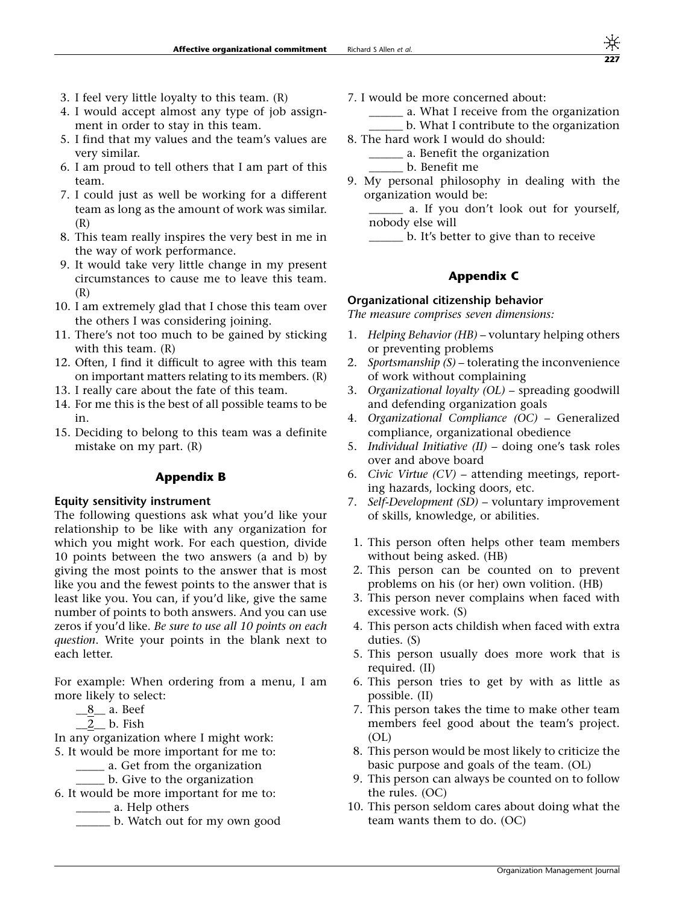3. I feel very little loyalty to this team. (R)
4. I would accept almost any type of job assignment in order to stay in this team.
5. I find that my values and the team's values are very similar.
6. I am proud to tell others that I am part of this team.
7. I could just as well be working for a different team as long as the amount of work was similar. (R)
8. This team really inspires the very best in me in the way of work performance.
9. It would take very little change in my present circumstances to cause me to leave this team. (R)
10. I am extremely glad that I chose this team over the others I was considering joining.
11. There's not too much to be gained by sticking with this team. (R)
12. Often, I find it difficult to agree with this team on important matters relating to its members. (R)
13. I really care about the fate of this team.
14. For me this is the best of all possible teams to be in.
15. Deciding to belong to this team was a definite mistake on my part. (R)

## Appendix B

### Equity sensitivity instrument

The following questions ask what you'd like your relationship to be like with any organization for which you might work. For each question, divide 10 points between the two answers (a and b) by giving the most points to the answer that is most like you and the fewest points to the answer that is least like you. You can, if you'd like, give the same number of points to both answers. And you can use zeros if you'd like. *Be sure to use all 10 points on each question*. Write your points in the blank next to each letter.

For example: When ordering from a menu, I am more likely to select:

__8__ a. Beef
__2__ b. Fish

In any organization where I might work:

5. It would be more important for me to:
   _____ a. Get from the organization
   _____ b. Give to the organization
6. It would be more important for me to:
   ______ a. Help others
   ______ b. Watch out for my own good
7. I would be more concerned about:
   ______ a. What I receive from the organization
   ______ b. What I contribute to the organization
8. The hard work I would do should:
   ______ a. Benefit the organization
   ______ b. Benefit me
9. My personal philosophy in dealing with the organization would be:
   ______ a. If you don't look out for yourself, nobody else will
   ______ b. It's better to give than to receive

## Appendix C

### Organizational citizenship behavior

*The measure comprises seven dimensions:*

1. *Helping Behavior (HB)* – voluntary helping others or preventing problems
2. *Sportsmanship (S)* – tolerating the inconvenience of work without complaining
3. *Organizational loyalty (OL)* – spreading goodwill and defending organization goals
4. *Organizational Compliance (OC)* – Generalized compliance, organizational obedience
5. *Individual Initiative (II)* – doing one's task roles over and above board
6. *Civic Virtue (CV)* – attending meetings, reporting hazards, locking doors, etc.
7. *Self-Development (SD)* – voluntary improvement of skills, knowledge, or abilities.

1. This person often helps other team members without being asked. (HB)
2. This person can be counted on to prevent problems on his (or her) own volition. (HB)
3. This person never complains when faced with excessive work. (S)
4. This person acts childish when faced with extra duties. (S)
5. This person usually does more work that is required. (II)
6. This person tries to get by with as little as possible. (II)
7. This person takes the time to make other team members feel good about the team's project. (OL)
8. This person would be most likely to criticize the basic purpose and goals of the team. (OL)
9. This person can always be counted on to follow the rules. (OC)
10. This person seldom cares about doing what the team wants them to do. (OC)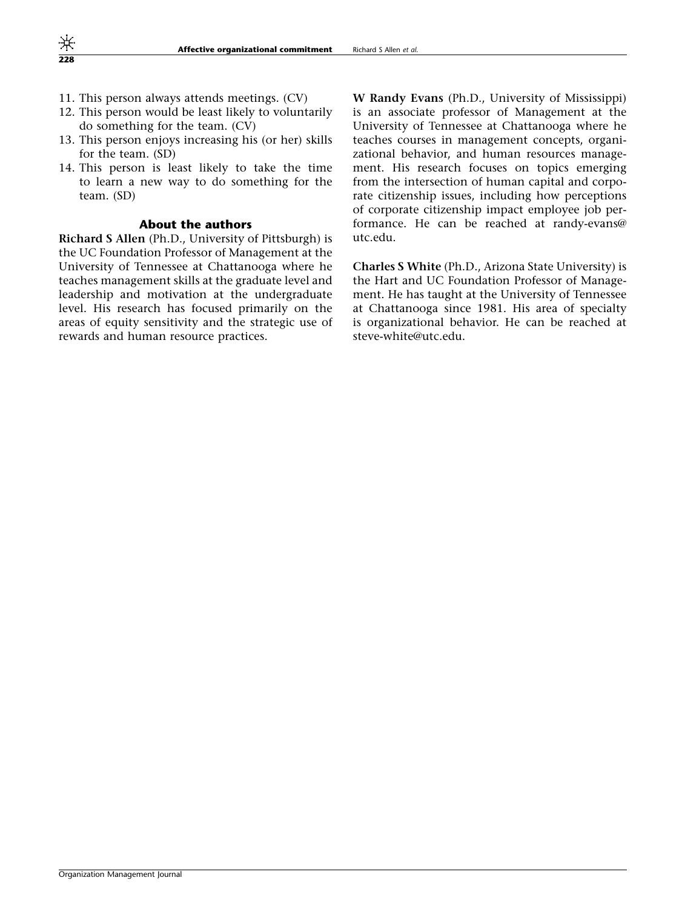11. This person always attends meetings. (CV)
12. This person would be least likely to voluntarily do something for the team. (CV)
13. This person enjoys increasing his (or her) skills for the team. (SD)
14. This person is least likely to take the time to learn a new way to do something for the team. (SD)

## About the authors

**Richard S Allen** (Ph.D., University of Pittsburgh) is the UC Foundation Professor of Management at the University of Tennessee at Chattanooga where he teaches management skills at the graduate level and leadership and motivation at the undergraduate level. His research has focused primarily on the areas of equity sensitivity and the strategic use of rewards and human resource practices.

**W Randy Evans** (Ph.D., University of Mississippi) is an associate professor of Management at the University of Tennessee at Chattanooga where he teaches courses in management concepts, organizational behavior, and human resources management. His research focuses on topics emerging from the intersection of human capital and corporate citizenship issues, including how perceptions of corporate citizenship impact employee job performance. He can be reached at randy-evans@utc.edu.

**Charles S White** (Ph.D., Arizona State University) is the Hart and UC Foundation Professor of Management. He has taught at the University of Tennessee at Chattanooga since 1981. His area of specialty is organizational behavior. He can be reached at steve-white@utc.edu.